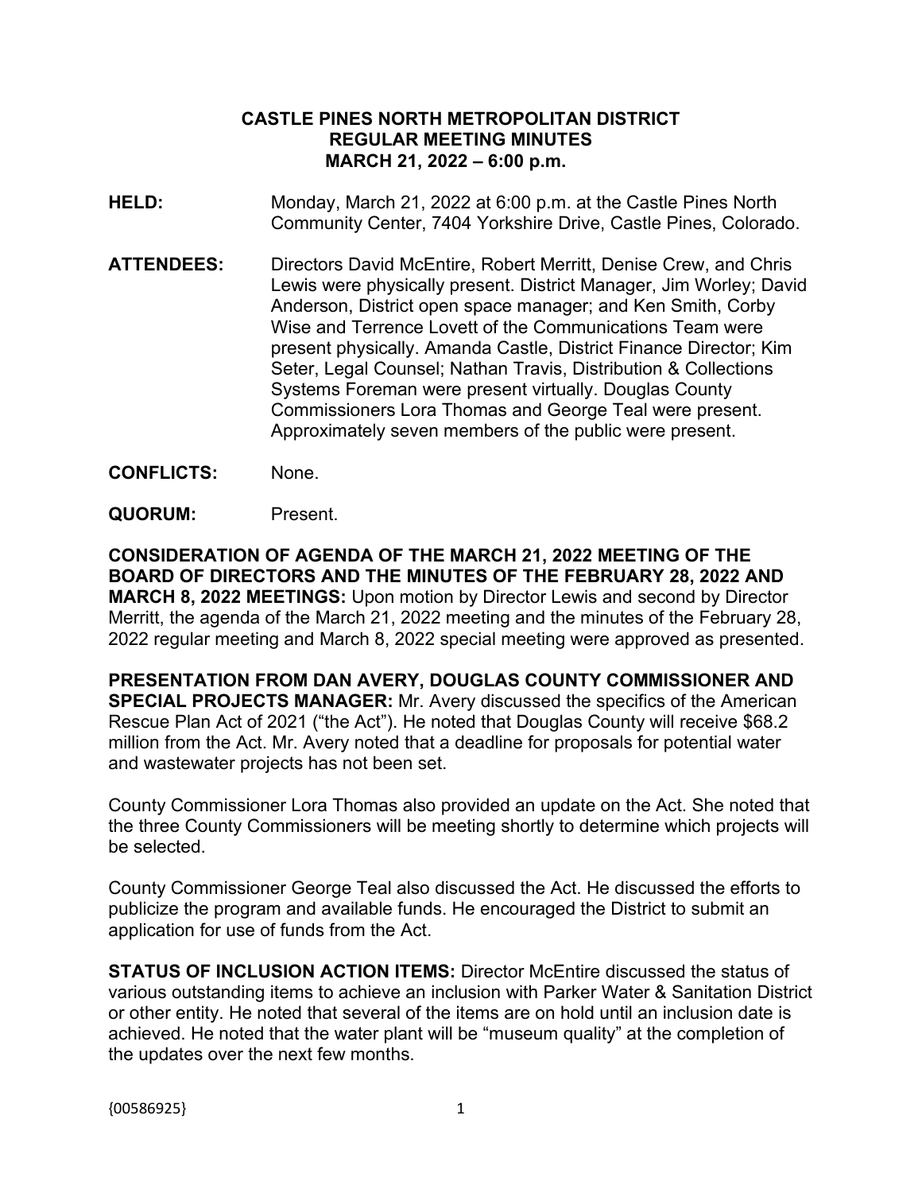**CASTLE PINES NORTH METROPOLITAN DISTRICT**
**REGULAR MEETING MINUTES**
**MARCH 21, 2022 – 6:00 p.m.**

**HELD:** Monday, March 21, 2022 at 6:00 p.m. at the Castle Pines North Community Center, 7404 Yorkshire Drive, Castle Pines, Colorado.

**ATTENDEES:** Directors David McEntire, Robert Merritt, Denise Crew, and Chris Lewis were physically present. District Manager, Jim Worley; David Anderson, District open space manager; and Ken Smith, Corby Wise and Terrence Lovett of the Communications Team were present physically. Amanda Castle, District Finance Director; Kim Seter, Legal Counsel; Nathan Travis, Distribution & Collections Systems Foreman were present virtually. Douglas County Commissioners Lora Thomas and George Teal were present. Approximately seven members of the public were present.

**CONFLICTS:** None.

**QUORUM:** Present.

**CONSIDERATION OF AGENDA OF THE MARCH 21, 2022 MEETING OF THE BOARD OF DIRECTORS AND THE MINUTES OF THE FEBRUARY 28, 2022 AND MARCH 8, 2022 MEETINGS:** Upon motion by Director Lewis and second by Director Merritt, the agenda of the March 21, 2022 meeting and the minutes of the February 28, 2022 regular meeting and March 8, 2022 special meeting were approved as presented.

**PRESENTATION FROM DAN AVERY, DOUGLAS COUNTY COMMISSIONER AND SPECIAL PROJECTS MANAGER:** Mr. Avery discussed the specifics of the American Rescue Plan Act of 2021 ("the Act"). He noted that Douglas County will receive $68.2 million from the Act. Mr. Avery noted that a deadline for proposals for potential water and wastewater projects has not been set.

County Commissioner Lora Thomas also provided an update on the Act. She noted that the three County Commissioners will be meeting shortly to determine which projects will be selected.

County Commissioner George Teal also discussed the Act. He discussed the efforts to publicize the program and available funds. He encouraged the District to submit an application for use of funds from the Act.

**STATUS OF INCLUSION ACTION ITEMS:** Director McEntire discussed the status of various outstanding items to achieve an inclusion with Parker Water & Sanitation District or other entity. He noted that several of the items are on hold until an inclusion date is achieved. He noted that the water plant will be "museum quality" at the completion of the updates over the next few months.

{00586925}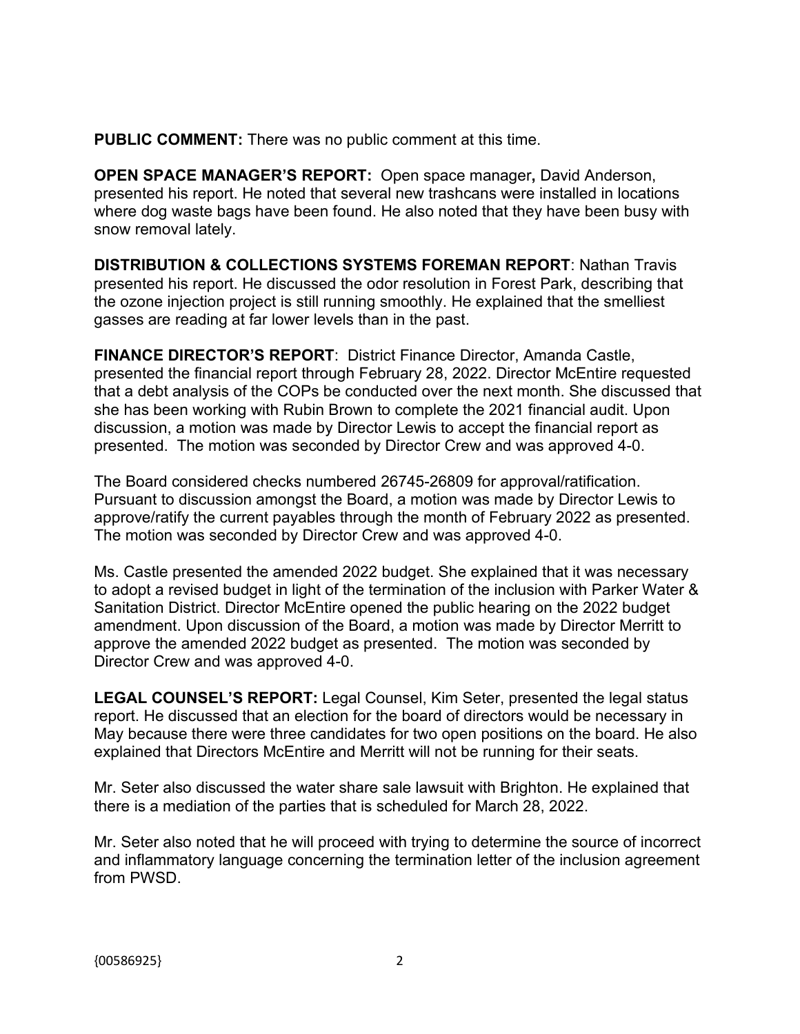**PUBLIC COMMENT:** There was no public comment at this time.

**OPEN SPACE MANAGER'S REPORT:** Open space manager**,** David Anderson, presented his report. He noted that several new trashcans were installed in locations where dog waste bags have been found. He also noted that they have been busy with snow removal lately.

**DISTRIBUTION & COLLECTIONS SYSTEMS FOREMAN REPORT**: Nathan Travis presented his report. He discussed the odor resolution in Forest Park, describing that the ozone injection project is still running smoothly. He explained that the smelliest gasses are reading at far lower levels than in the past.

**FINANCE DIRECTOR'S REPORT**: District Finance Director, Amanda Castle, presented the financial report through February 28, 2022. Director McEntire requested that a debt analysis of the COPs be conducted over the next month. She discussed that she has been working with Rubin Brown to complete the 2021 financial audit. Upon discussion, a motion was made by Director Lewis to accept the financial report as presented. The motion was seconded by Director Crew and was approved 4-0.

The Board considered checks numbered 26745-26809 for approval/ratification. Pursuant to discussion amongst the Board, a motion was made by Director Lewis to approve/ratify the current payables through the month of February 2022 as presented. The motion was seconded by Director Crew and was approved 4-0.

Ms. Castle presented the amended 2022 budget. She explained that it was necessary to adopt a revised budget in light of the termination of the inclusion with Parker Water & Sanitation District. Director McEntire opened the public hearing on the 2022 budget amendment. Upon discussion of the Board, a motion was made by Director Merritt to approve the amended 2022 budget as presented. The motion was seconded by Director Crew and was approved 4-0.

**LEGAL COUNSEL'S REPORT:** Legal Counsel, Kim Seter, presented the legal status report. He discussed that an election for the board of directors would be necessary in May because there were three candidates for two open positions on the board. He also explained that Directors McEntire and Merritt will not be running for their seats.

Mr. Seter also discussed the water share sale lawsuit with Brighton. He explained that there is a mediation of the parties that is scheduled for March 28, 2022.

Mr. Seter also noted that he will proceed with trying to determine the source of incorrect and inflammatory language concerning the termination letter of the inclusion agreement from PWSD.

{00586925}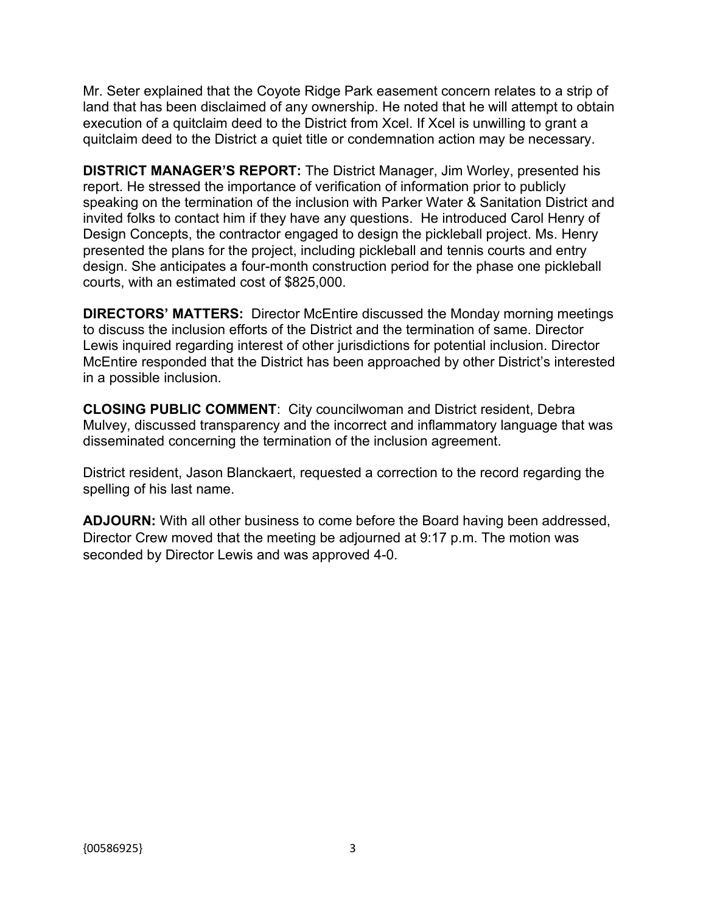Mr. Seter explained that the Coyote Ridge Park easement concern relates to a strip of land that has been disclaimed of any ownership. He noted that he will attempt to obtain execution of a quitclaim deed to the District from Xcel. If Xcel is unwilling to grant a quitclaim deed to the District a quiet title or condemnation action may be necessary.

**DISTRICT MANAGER'S REPORT:** The District Manager, Jim Worley, presented his report. He stressed the importance of verification of information prior to publicly speaking on the termination of the inclusion with Parker Water & Sanitation District and invited folks to contact him if they have any questions. He introduced Carol Henry of Design Concepts, the contractor engaged to design the pickleball project. Ms. Henry presented the plans for the project, including pickleball and tennis courts and entry design. She anticipates a four-month construction period for the phase one pickleball courts, with an estimated cost of $825,000.

**DIRECTORS' MATTERS:** Director McEntire discussed the Monday morning meetings to discuss the inclusion efforts of the District and the termination of same. Director Lewis inquired regarding interest of other jurisdictions for potential inclusion. Director McEntire responded that the District has been approached by other District's interested in a possible inclusion.

**CLOSING PUBLIC COMMENT**: City councilwoman and District resident, Debra Mulvey, discussed transparency and the incorrect and inflammatory language that was disseminated concerning the termination of the inclusion agreement.

District resident, Jason Blanckaert, requested a correction to the record regarding the spelling of his last name.

**ADJOURN:** With all other business to come before the Board having been addressed, Director Crew moved that the meeting be adjourned at 9:17 p.m. The motion was seconded by Director Lewis and was approved 4-0.

{00586925}